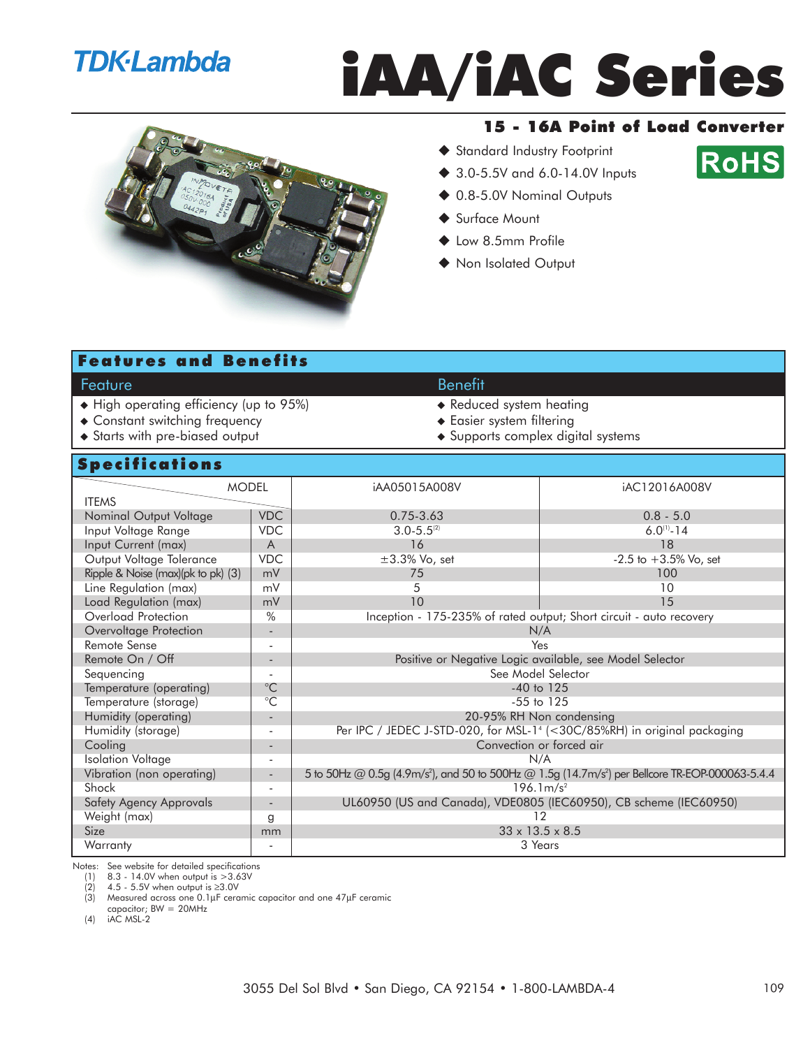TDK·Lambda

# iAA/iAC Series

## 15 - 16A Point of Load Converter

- Standard Industry Footprint
- 3.0-5.5V and 6.0-14.0V Inputs
- 0.8-5.0V Nominal Outputs
- Surface Mount
- Low 8.5mm Profile
- Non Isolated Output

RoHS

## Features and Benefits

| Feature | Benefit |
|---|---|
| ◆ High operating efficiency (up to 95%) | ◆ Reduced system heating |
| ◆ Constant switching frequency | ◆ Easier system filtering |
| ◆ Starts with pre-biased output | ◆ Supports complex digital systems |

## Specifications

| ITEMS / MODEL | | iAA05015A008V | iAC12016A008V |
|---|---|---|---|
| Nominal Output Voltage | VDC | 0.75-3.63 | 0.8 - 5.0 |
| Input Voltage Range | VDC | 3.0-5.5(2) | 6.0(1)-14 |
| Input Current (max) | A | 16 | 18 |
| Output Voltage Tolerance | VDC | ±3.3% Vo, set | -2.5 to +3.5% Vo, set |
| Ripple & Noise (max)(pk to pk) (3) | mV | 75 | 100 |
| Line Regulation (max) | mV | 5 | 10 |
| Load Regulation (max) | mV | 10 | 15 |
| Overload Protection | % | Inception - 175-235% of rated output; Short circuit - auto recovery | |
| Overvoltage Protection | - | N/A | |
| Remote Sense | - | Yes | |
| Remote On / Off | - | Positive or Negative Logic available, see Model Selector | |
| Sequencing | - | See Model Selector | |
| Temperature (operating) | °C | -40 to 125 | |
| Temperature (storage) | °C | -55 to 125 | |
| Humidity (operating) | - | 20-95% RH Non condensing | |
| Humidity (storage) | - | Per IPC / JEDEC J-STD-020, for MSL-1(4) (<30C/85%RH) in original packaging | |
| Cooling | - | Convection or forced air | |
| Isolation Voltage | - | N/A | |
| Vibration (non operating) | - | 5 to 50Hz @ 0.5g (4.9m/s²), and 50 to 500Hz @ 1.5g (14.7m/s²) per Bellcore TR-EOP-000063-5.4.4 | |
| Shock | - | 196.1m/s² | |
| Safety Agency Approvals | - | UL60950 (US and Canada), VDE0805 (IEC60950), CB scheme (IEC60950) | |
| Weight (max) | g | 12 | |
| Size | mm | 33 x 13.5 x 8.5 | |
| Warranty | - | 3 Years | |

Notes: See website for detailed specifications
(1) 8.3 - 14.0V when output is >3.63V
(2) 4.5 - 5.5V when output is ≥3.0V
(3) Measured across one 0.1µF ceramic capacitor and one 47µF ceramic capacitor; BW = 20MHz
(4) iAC MSL-2

3055 Del Sol Blvd • San Diego, CA 92154 • 1-800-LAMBDA-4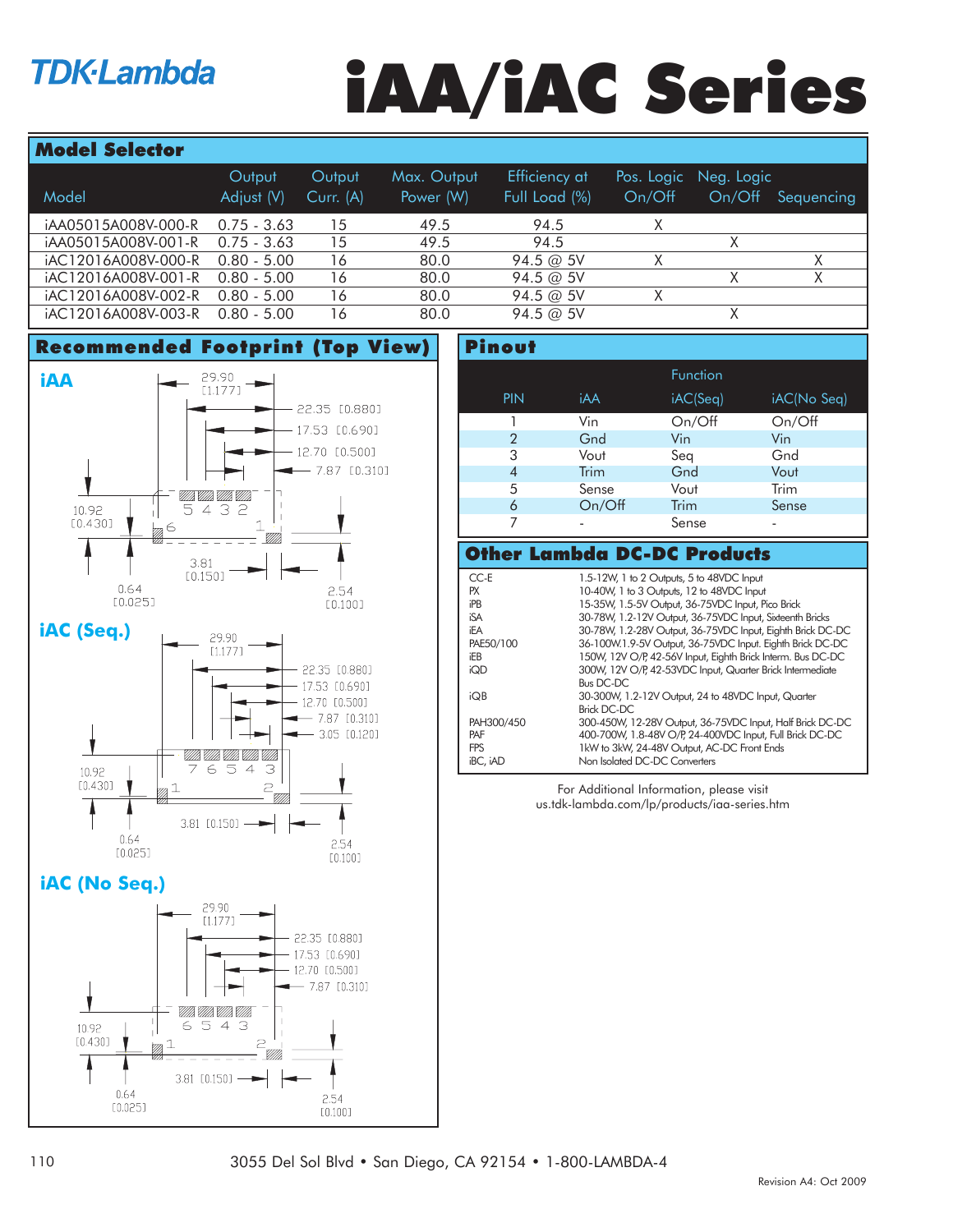# TDK·Lambda iAA/iAC Series

## Model Selector

| Model | Output Adjust (V) | Output Curr. (A) | Max. Output Power (W) | Efficiency at Full Load (%) | Pos. Logic On/Off | Neg. Logic On/Off | Sequencing |
|---|---|---|---|---|---|---|---|
| iAA05015A008V-000-R | 0.75 - 3.63 | 15 | 49.5 | 94.5 | X | | |
| iAA05015A008V-001-R | 0.75 - 3.63 | 15 | 49.5 | 94.5 | | X | |
| iAC12016A008V-000-R | 0.80 - 5.00 | 16 | 80.0 | 94.5 @ 5V | X | | X |
| iAC12016A008V-001-R | 0.80 - 5.00 | 16 | 80.0 | 94.5 @ 5V | | X | X |
| iAC12016A008V-002-R | 0.80 - 5.00 | 16 | 80.0 | 94.5 @ 5V | X | | |
| iAC12016A008V-003-R | 0.80 - 5.00 | 16 | 80.0 | 94.5 @ 5V | | X | |

## Recommended Footprint (Top View)

**iAA**

29.90 [1.177]
22.35 [0.880]
17.53 [0.690]
12.70 [0.500]
7.87 [0.310]
10.92 [0.430]
5 4 3 2
6 1
3.81 [0.150]
0.64 [0.025]
2.54 [0.100]

**iAC (Seq.)**

29.90 [1.177]
22.35 [0.880]
17.53 [0.690]
12.70 [0.500]
7.87 [0.310]
3.05 [0.120]
10.92 [0.430]
7 6 5 4 3
1 2
3.81 [0.150]
0.64 [0.025]
2.54 [0.100]

**iAC (No Seq.)**

29.90 [1.177]
22.35 [0.880]
17.53 [0.690]
12.70 [0.500]
7.87 [0.310]
10.92 [0.430]
6 5 4 3
1 2
3.81 [0.150]
0.64 [0.025]
2.54 [0.100]

## Pinout

| PIN | Function | | |
|---|---|---|---|
| | iAA | iAC(Seq) | iAC(No Seq) |
| 1 | Vin | On/Off | On/Off |
| 2 | Gnd | Vin | Vin |
| 3 | Vout | Seq | Gnd |
| 4 | Trim | Gnd | Vout |
| 5 | Sense | Vout | Trim |
| 6 | On/Off | Trim | Sense |
| 7 | - | Sense | - |

## Other Lambda DC-DC Products

| | |
|---|---|
| CC-E | 1.5-12W, 1 to 2 Outputs, 5 to 48VDC Input |
| PX | 10-40W, 1 to 3 Outputs, 12 to 48VDC Input |
| iPB | 15-35W, 1.5-5V Output, 36-75VDC Input, Pico Brick |
| iSA | 30-78W, 1.2-12V Output, 36-75VDC Input, Sixteenth Bricks |
| iEA | 30-78W, 1.2-28V Output, 36-75VDC Input, Eighth Brick DC-DC |
| PAE50/100 | 36-100W.1.9-5V Output, 36-75VDC Input. Eighth Brick DC-DC |
| iEB | 150W, 12V O/P, 42-56V Input, Eighth Brick Interm. Bus DC-DC |
| iQD | 300W, 12V O/P, 42-53VDC Input, Quarter Brick Intermediate Bus DC-DC |
| iQB | 30-300W, 1.2-12V Output, 24 to 48VDC Input, Quarter Brick DC-DC |
| PAH300/450 | 300-450W, 12-28V Output, 36-75VDC Input, Half Brick DC-DC |
| PAF | 400-700W, 1.8-48V O/P, 24-400VDC Input, Full Brick DC-DC |
| FPS | 1kW to 3kW, 24-48V Output, AC-DC Front Ends |
| iBC, iAD | Non Isolated DC-DC Converters |

For Additional Information, please visit
us.tdk-lambda.com/lp/products/iaa-series.htm

3055 Del Sol Blvd • San Diego, CA 92154 • 1-800-LAMBDA-4

Revision A4: Oct 2009